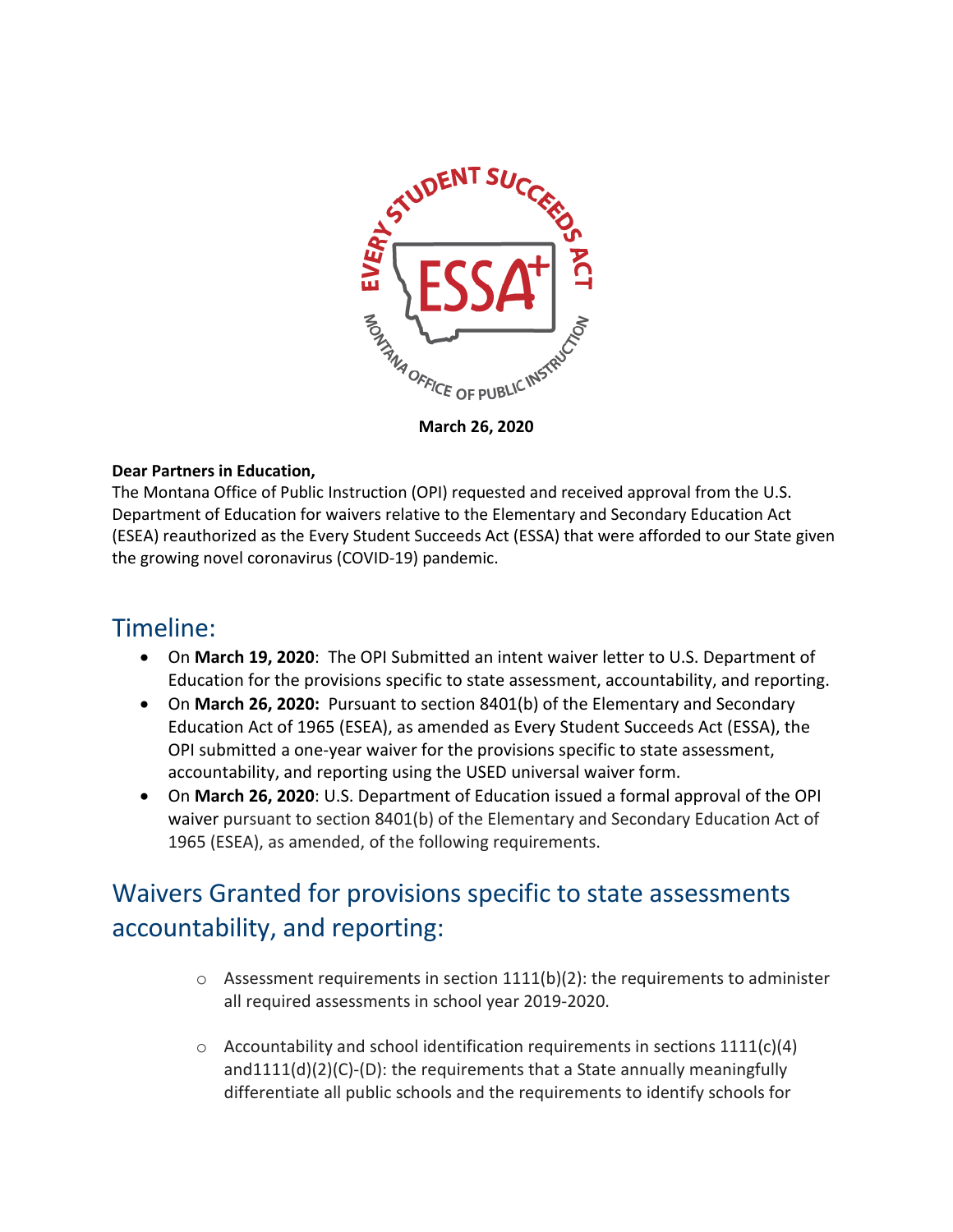March 26, 2020

**Dear Partners in Education,**

The Montana Office of Public Instruction (OPI) requested and received approval from the U.S. Department of Education for waivers relative to the Elementary and Secondary Education Act (ESEA) reauthorized as the Every Student Succeeds Act (ESSA) that were afforded to our State given the growing novel coronavirus (COVID-19) pandemic.

## Timeline:

- On **March 19, 2020**: The OPI Submitted an intent waiver letter to U.S. Department of Education for the provisions specific to state assessment, accountability, and reporting.
- On **March 26, 2020:** Pursuant to section 8401(b) of the Elementary and Secondary Education Act of 1965 (ESEA), as amended as Every Student Succeeds Act (ESSA), the OPI submitted a one-year waiver for the provisions specific to state assessment, accountability, and reporting using the USED universal waiver form.
- On **March 26, 2020**: U.S. Department of Education issued a formal approval of the OPI waiver pursuant to section 8401(b) of the Elementary and Secondary Education Act of 1965 (ESEA), as amended, of the following requirements.

## Waivers Granted for provisions specific to state assessments accountability, and reporting:

- Assessment requirements in section 1111(b)(2): the requirements to administer all required assessments in school year 2019-2020.
- Accountability and school identification requirements in sections 1111(c)(4) and1111(d)(2)(C)-(D): the requirements that a State annually meaningfully differentiate all public schools and the requirements to identify schools for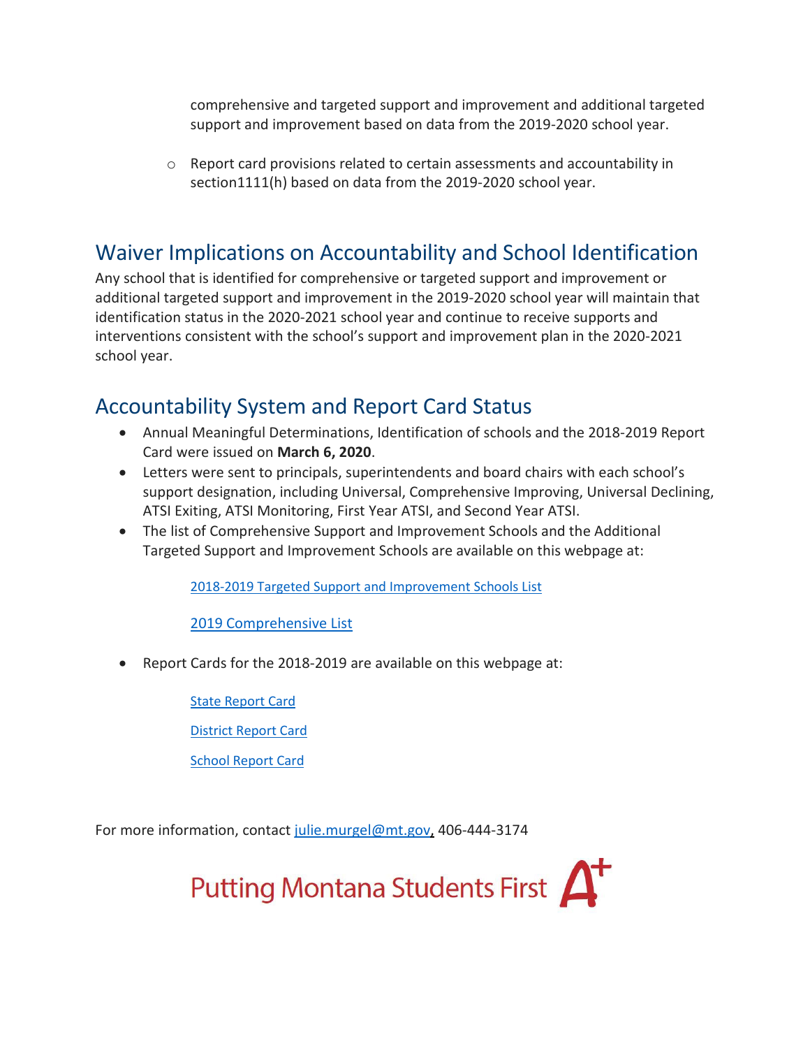comprehensive and targeted support and improvement and additional targeted support and improvement based on data from the 2019-2020 school year.

- Report card provisions related to certain assessments and accountability in section1111(h) based on data from the 2019-2020 school year.

## Waiver Implications on Accountability and School Identification

Any school that is identified for comprehensive or targeted support and improvement or additional targeted support and improvement in the 2019-2020 school year will maintain that identification status in the 2020-2021 school year and continue to receive supports and interventions consistent with the school's support and improvement plan in the 2020-2021 school year.

## Accountability System and Report Card Status

- Annual Meaningful Determinations, Identification of schools and the 2018-2019 Report Card were issued on **March 6, 2020**.
- Letters were sent to principals, superintendents and board chairs with each school's support designation, including Universal, Comprehensive Improving, Universal Declining, ATSI Exiting, ATSI Monitoring, First Year ATSI, and Second Year ATSI.
- The list of Comprehensive Support and Improvement Schools and the Additional Targeted Support and Improvement Schools are available on this webpage at:

  2018-2019 Targeted Support and Improvement Schools List

  2019 Comprehensive List

- Report Cards for the 2018-2019 are available on this webpage at:

  State Report Card

  District Report Card

  School Report Card

For more information, contact julie.murgel@mt.gov, 406-444-3174

Putting Montana Students First